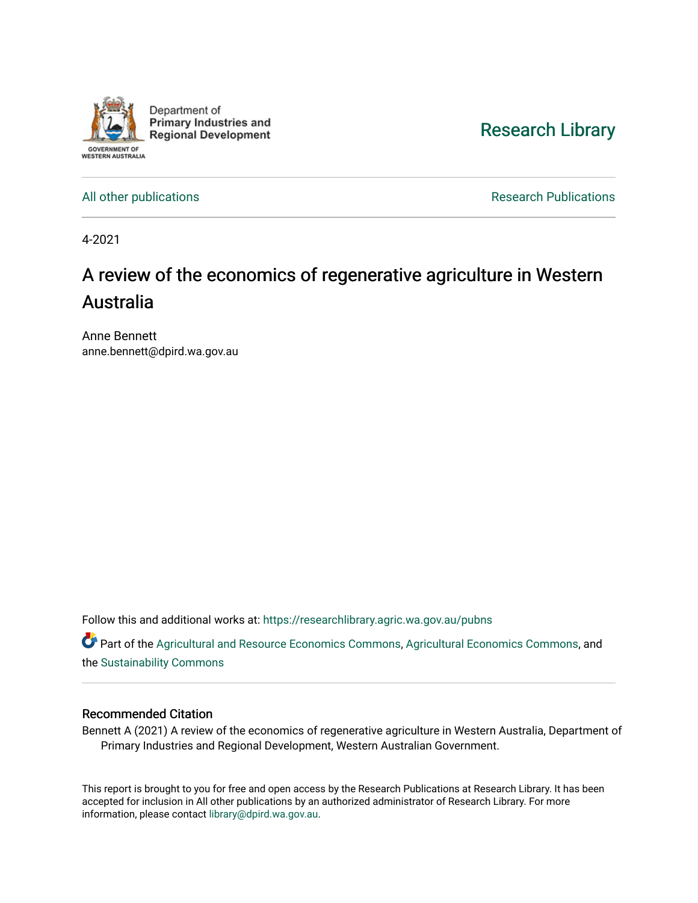Department of Primary Industries and Regional Development

GOVERNMENT OF WESTERN AUSTRALIA

Research Library

All other publications | Research Publications

4-2021

# A review of the economics of regenerative agriculture in Western Australia

Anne Bennett
anne.bennett@dpird.wa.gov.au

Follow this and additional works at: https://researchlibrary.agric.wa.gov.au/pubns

Part of the Agricultural and Resource Economics Commons, Agricultural Economics Commons, and the Sustainability Commons

## Recommended Citation

Bennett A (2021) A review of the economics of regenerative agriculture in Western Australia, Department of Primary Industries and Regional Development, Western Australian Government.

This report is brought to you for free and open access by the Research Publications at Research Library. It has been accepted for inclusion in All other publications by an authorized administrator of Research Library. For more information, please contact library@dpird.wa.gov.au.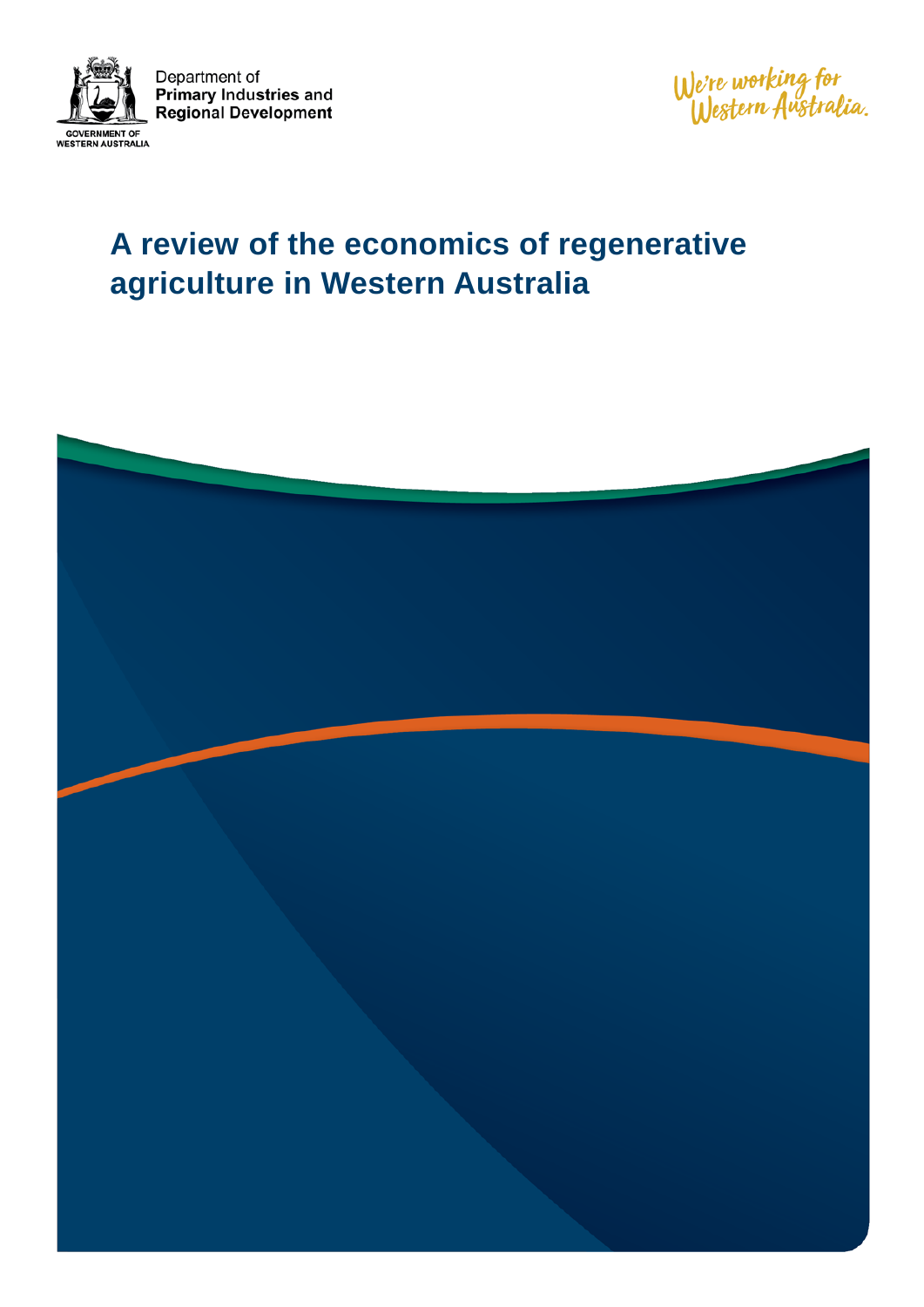Department of
**Primary Industries** and
**Regional Development**

GOVERNMENT OF
WESTERN AUSTRALIA

*We're working for Western Australia.*

# A review of the economics of regenerative agriculture in Western Australia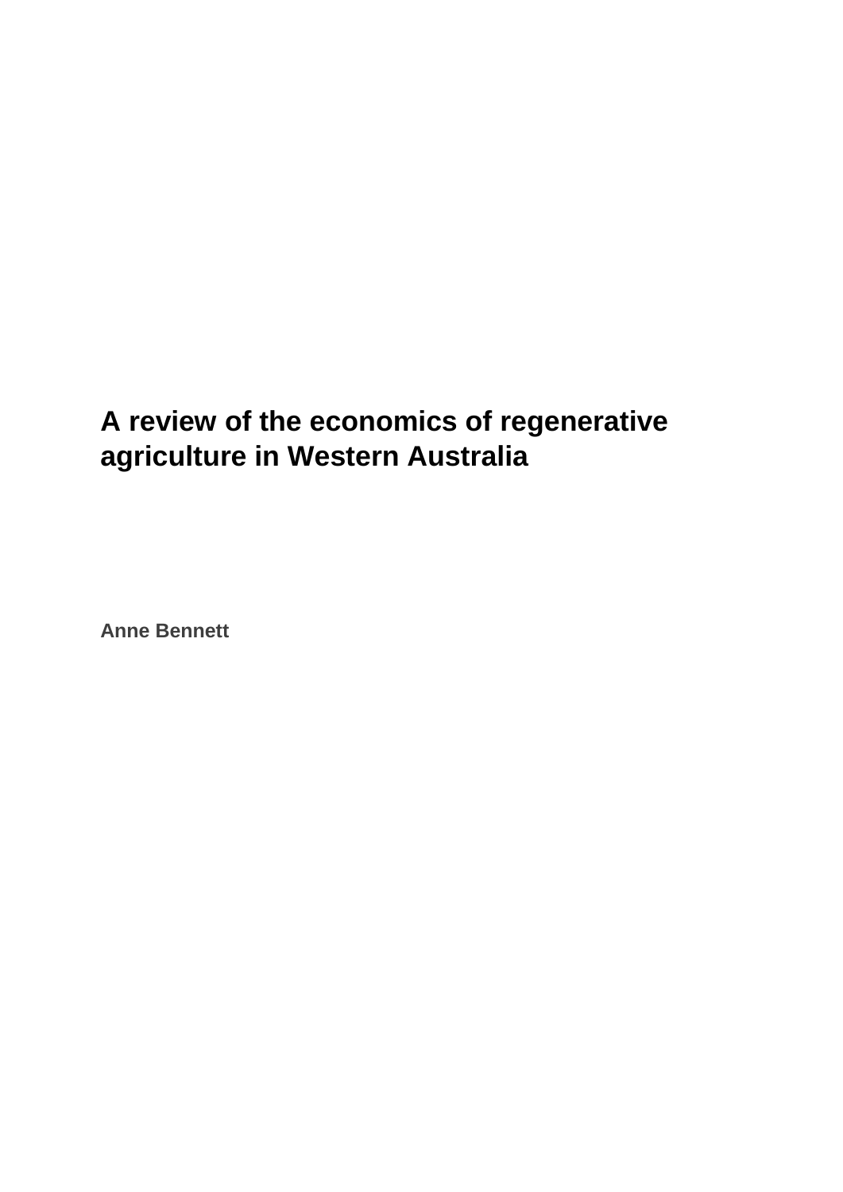# A review of the economics of regenerative agriculture in Western Australia

**Anne Bennett**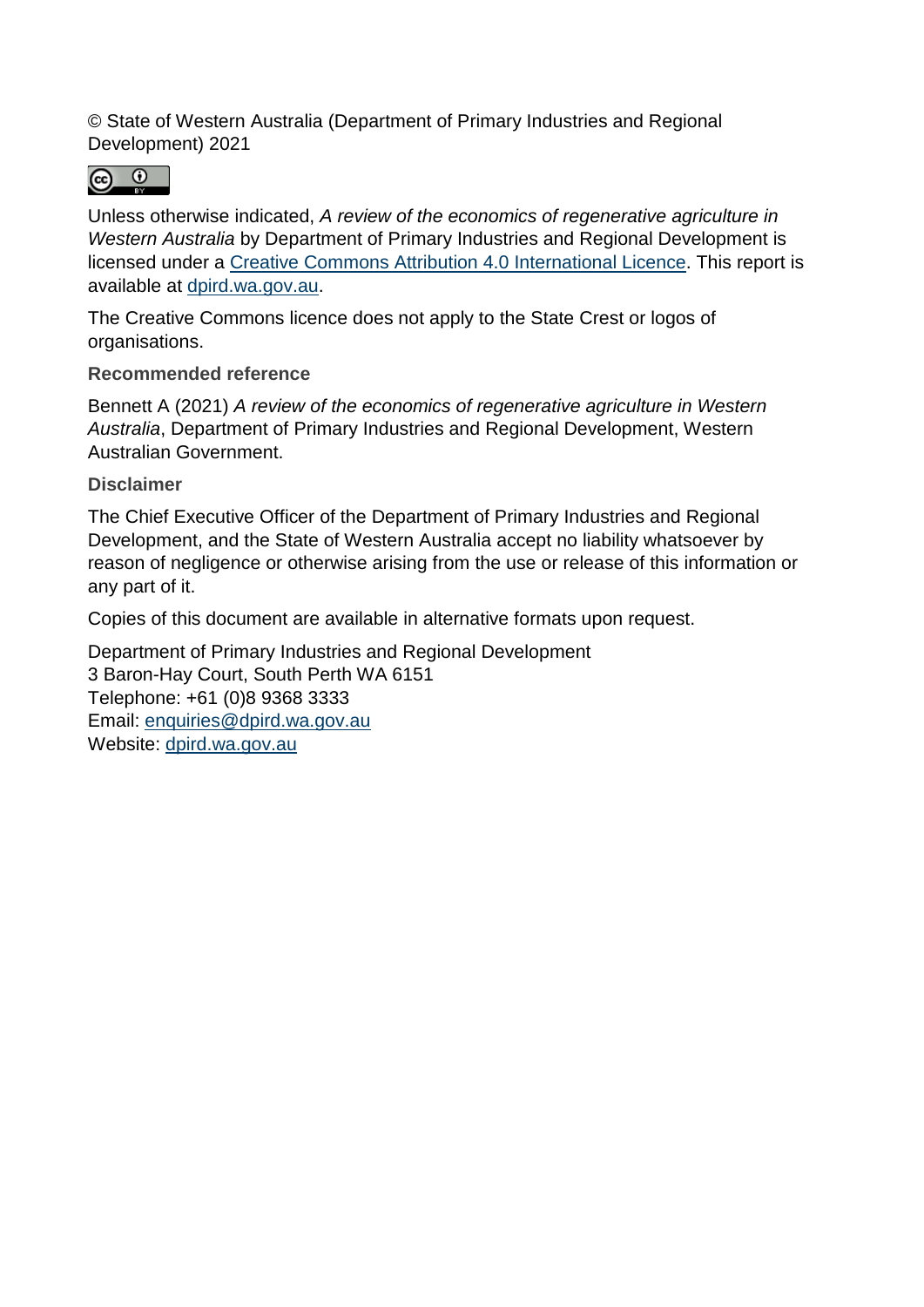© State of Western Australia (Department of Primary Industries and Regional Development) 2021

Unless otherwise indicated, *A review of the economics of regenerative agriculture in Western Australia* by Department of Primary Industries and Regional Development is licensed under a [Creative Commons Attribution 4.0 International Licence](https://creativecommons.org/licenses/by/4.0/). This report is available at [dpird.wa.gov.au](https://dpird.wa.gov.au).

The Creative Commons licence does not apply to the State Crest or logos of organisations.

**Recommended reference**

Bennett A (2021) *A review of the economics of regenerative agriculture in Western Australia*, Department of Primary Industries and Regional Development, Western Australian Government.

**Disclaimer**

The Chief Executive Officer of the Department of Primary Industries and Regional Development, and the State of Western Australia accept no liability whatsoever by reason of negligence or otherwise arising from the use or release of this information or any part of it.

Copies of this document are available in alternative formats upon request.

Department of Primary Industries and Regional Development
3 Baron-Hay Court, South Perth WA 6151
Telephone: +61 (0)8 9368 3333
Email: [enquiries@dpird.wa.gov.au](mailto:enquiries@dpird.wa.gov.au)
Website: [dpird.wa.gov.au](https://dpird.wa.gov.au)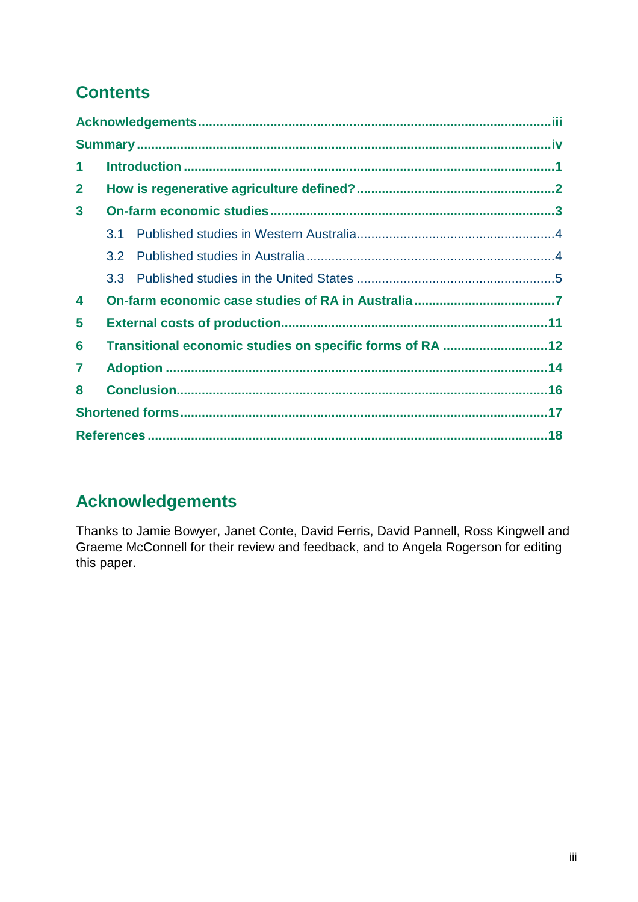## Contents

Acknowledgements .......... iii

Summary .......... iv

1 Introduction .......... 1

2 How is regenerative agriculture defined? .......... 2

3 On-farm economic studies .......... 3

- 3.1 Published studies in Western Australia .......... 4
- 3.2 Published studies in Australia .......... 4
- 3.3 Published studies in the United States .......... 5

4 On-farm economic case studies of RA in Australia .......... 7

5 External costs of production .......... 11

6 Transitional economic studies on specific forms of RA .......... 12

7 Adoption .......... 14

8 Conclusion .......... 16

Shortened forms .......... 17

References .......... 18

## Acknowledgements

Thanks to Jamie Bowyer, Janet Conte, David Ferris, David Pannell, Ross Kingwell and Graeme McConnell for their review and feedback, and to Angela Rogerson for editing this paper.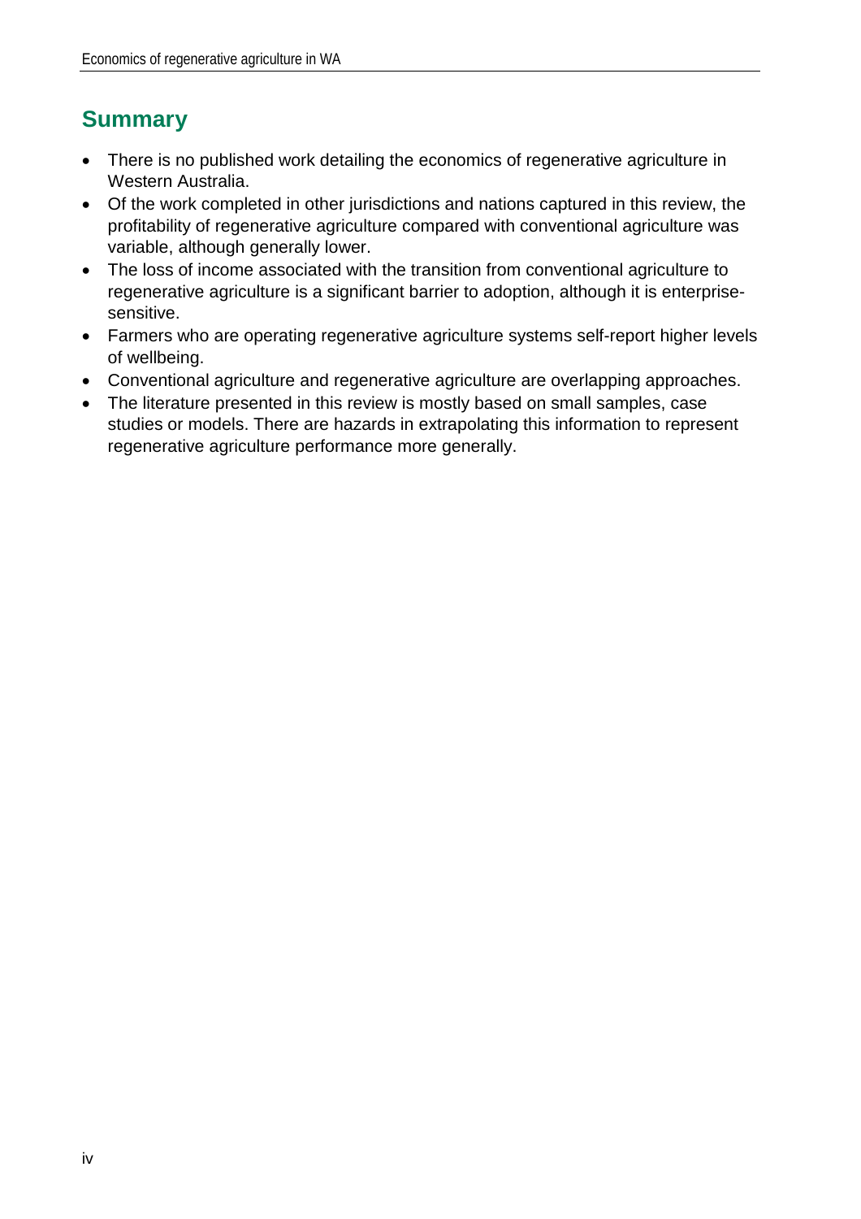## Summary

- There is no published work detailing the economics of regenerative agriculture in Western Australia.
- Of the work completed in other jurisdictions and nations captured in this review, the profitability of regenerative agriculture compared with conventional agriculture was variable, although generally lower.
- The loss of income associated with the transition from conventional agriculture to regenerative agriculture is a significant barrier to adoption, although it is enterprise-sensitive.
- Farmers who are operating regenerative agriculture systems self-report higher levels of wellbeing.
- Conventional agriculture and regenerative agriculture are overlapping approaches.
- The literature presented in this review is mostly based on small samples, case studies or models. There are hazards in extrapolating this information to represent regenerative agriculture performance more generally.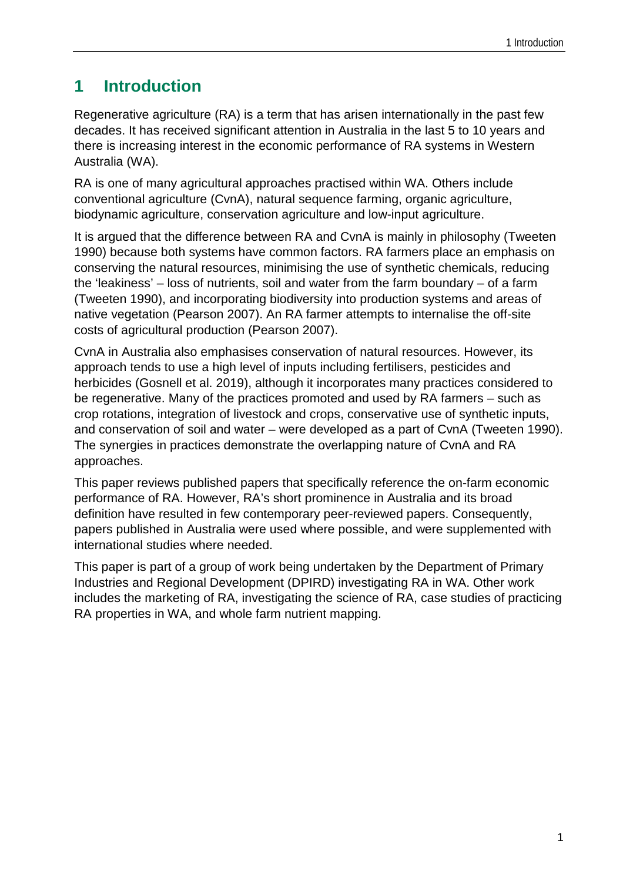# 1 Introduction

Regenerative agriculture (RA) is a term that has arisen internationally in the past few decades. It has received significant attention in Australia in the last 5 to 10 years and there is increasing interest in the economic performance of RA systems in Western Australia (WA).

RA is one of many agricultural approaches practised within WA. Others include conventional agriculture (CvnA), natural sequence farming, organic agriculture, biodynamic agriculture, conservation agriculture and low-input agriculture.

It is argued that the difference between RA and CvnA is mainly in philosophy (Tweeten 1990) because both systems have common factors. RA farmers place an emphasis on conserving the natural resources, minimising the use of synthetic chemicals, reducing the 'leakiness' – loss of nutrients, soil and water from the farm boundary – of a farm (Tweeten 1990), and incorporating biodiversity into production systems and areas of native vegetation (Pearson 2007). An RA farmer attempts to internalise the off-site costs of agricultural production (Pearson 2007).

CvnA in Australia also emphasises conservation of natural resources. However, its approach tends to use a high level of inputs including fertilisers, pesticides and herbicides (Gosnell et al. 2019), although it incorporates many practices considered to be regenerative. Many of the practices promoted and used by RA farmers – such as crop rotations, integration of livestock and crops, conservative use of synthetic inputs, and conservation of soil and water – were developed as a part of CvnA (Tweeten 1990). The synergies in practices demonstrate the overlapping nature of CvnA and RA approaches.

This paper reviews published papers that specifically reference the on-farm economic performance of RA. However, RA's short prominence in Australia and its broad definition have resulted in few contemporary peer-reviewed papers. Consequently, papers published in Australia were used where possible, and were supplemented with international studies where needed.

This paper is part of a group of work being undertaken by the Department of Primary Industries and Regional Development (DPIRD) investigating RA in WA. Other work includes the marketing of RA, investigating the science of RA, case studies of practicing RA properties in WA, and whole farm nutrient mapping.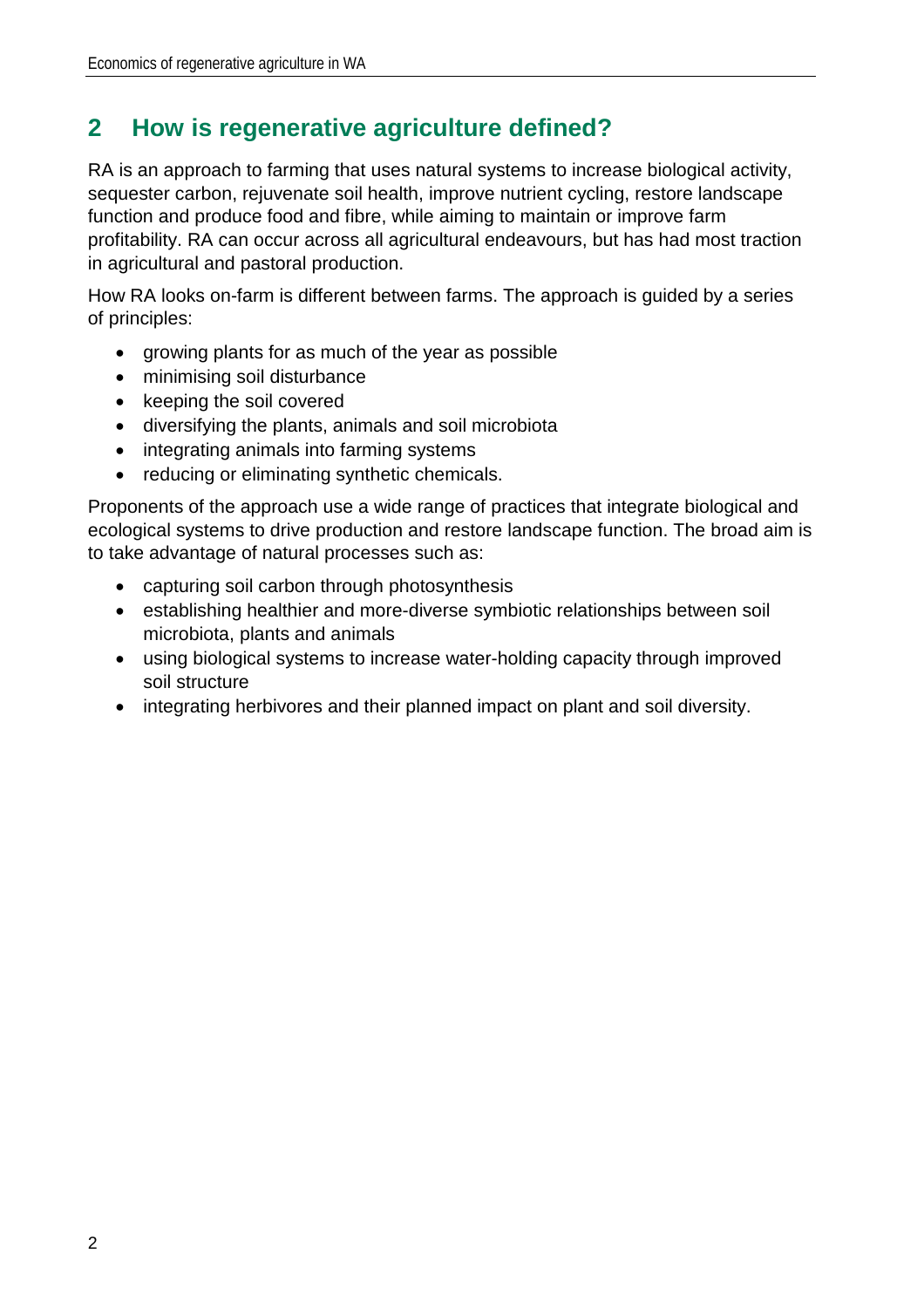## 2 How is regenerative agriculture defined?

RA is an approach to farming that uses natural systems to increase biological activity, sequester carbon, rejuvenate soil health, improve nutrient cycling, restore landscape function and produce food and fibre, while aiming to maintain or improve farm profitability. RA can occur across all agricultural endeavours, but has had most traction in agricultural and pastoral production.

How RA looks on-farm is different between farms. The approach is guided by a series of principles:

- growing plants for as much of the year as possible
- minimising soil disturbance
- keeping the soil covered
- diversifying the plants, animals and soil microbiota
- integrating animals into farming systems
- reducing or eliminating synthetic chemicals.

Proponents of the approach use a wide range of practices that integrate biological and ecological systems to drive production and restore landscape function. The broad aim is to take advantage of natural processes such as:

- capturing soil carbon through photosynthesis
- establishing healthier and more-diverse symbiotic relationships between soil microbiota, plants and animals
- using biological systems to increase water-holding capacity through improved soil structure
- integrating herbivores and their planned impact on plant and soil diversity.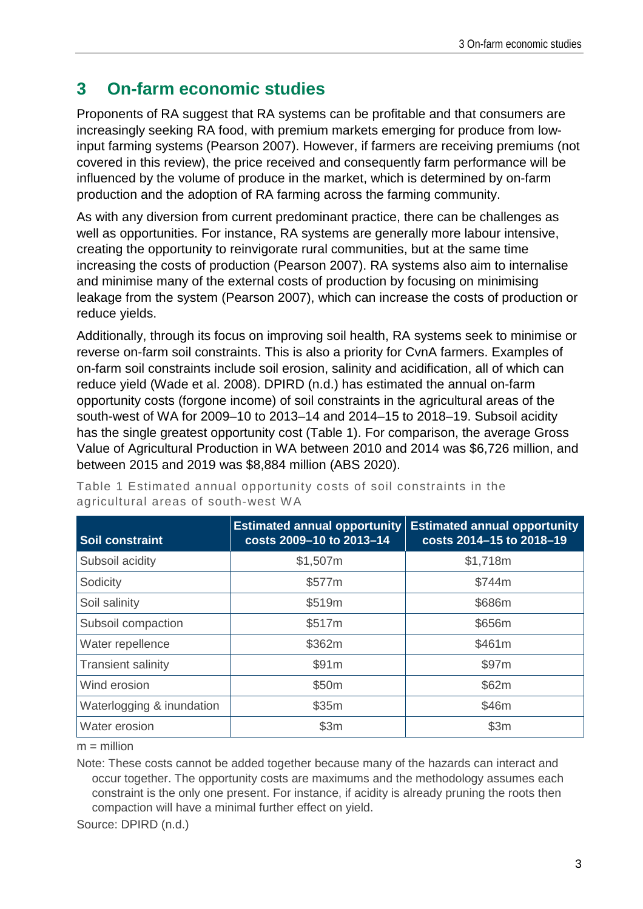# 3 On-farm economic studies

Proponents of RA suggest that RA systems can be profitable and that consumers are increasingly seeking RA food, with premium markets emerging for produce from low-input farming systems (Pearson 2007). However, if farmers are receiving premiums (not covered in this review), the price received and consequently farm performance will be influenced by the volume of produce in the market, which is determined by on-farm production and the adoption of RA farming across the farming community.

As with any diversion from current predominant practice, there can be challenges as well as opportunities. For instance, RA systems are generally more labour intensive, creating the opportunity to reinvigorate rural communities, but at the same time increasing the costs of production (Pearson 2007). RA systems also aim to internalise and minimise many of the external costs of production by focusing on minimising leakage from the system (Pearson 2007), which can increase the costs of production or reduce yields.

Additionally, through its focus on improving soil health, RA systems seek to minimise or reverse on-farm soil constraints. This is also a priority for CvnA farmers. Examples of on-farm soil constraints include soil erosion, salinity and acidification, all of which can reduce yield (Wade et al. 2008). DPIRD (n.d.) has estimated the annual on-farm opportunity costs (forgone income) of soil constraints in the agricultural areas of the south-west of WA for 2009–10 to 2013–14 and 2014–15 to 2018–19. Subsoil acidity has the single greatest opportunity cost (Table 1). For comparison, the average Gross Value of Agricultural Production in WA between 2010 and 2014 was $6,726 million, and between 2015 and 2019 was $8,884 million (ABS 2020).

Table 1 Estimated annual opportunity costs of soil constraints in the agricultural areas of south-west WA

| Soil constraint | Estimated annual opportunity costs 2009–10 to 2013–14 | Estimated annual opportunity costs 2014–15 to 2018–19 |
| --- | --- | --- |
| Subsoil acidity | $1,507m | $1,718m |
| Sodicity | $577m | $744m |
| Soil salinity | $519m | $686m |
| Subsoil compaction | $517m | $656m |
| Water repellence | $362m | $461m |
| Transient salinity | $91m | $97m |
| Wind erosion | $50m | $62m |
| Waterlogging & inundation | $35m | $46m |
| Water erosion | $3m | $3m |

m = million

Note: These costs cannot be added together because many of the hazards can interact and occur together. The opportunity costs are maximums and the methodology assumes each constraint is the only one present. For instance, if acidity is already pruning the roots then compaction will have a minimal further effect on yield.

Source: DPIRD (n.d.)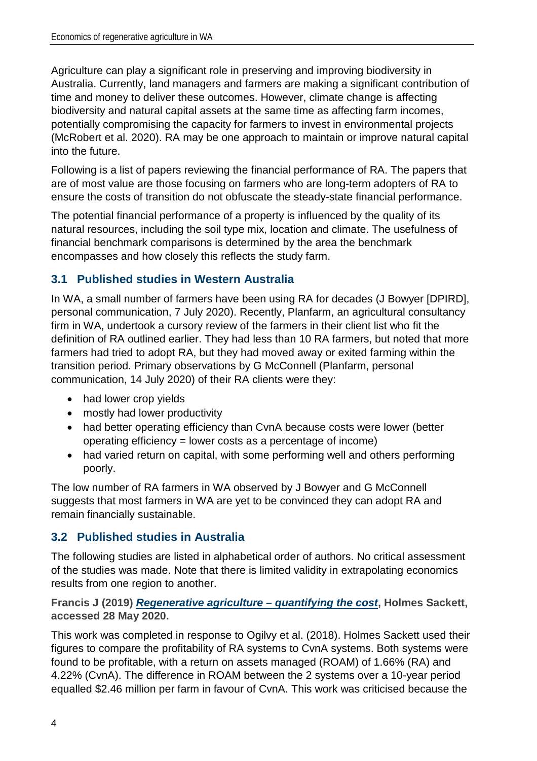Agriculture can play a significant role in preserving and improving biodiversity in Australia. Currently, land managers and farmers are making a significant contribution of time and money to deliver these outcomes. However, climate change is affecting biodiversity and natural capital assets at the same time as affecting farm incomes, potentially compromising the capacity for farmers to invest in environmental projects (McRobert et al. 2020). RA may be one approach to maintain or improve natural capital into the future.

Following is a list of papers reviewing the financial performance of RA. The papers that are of most value are those focusing on farmers who are long-term adopters of RA to ensure the costs of transition do not obfuscate the steady-state financial performance.

The potential financial performance of a property is influenced by the quality of its natural resources, including the soil type mix, location and climate. The usefulness of financial benchmark comparisons is determined by the area the benchmark encompasses and how closely this reflects the study farm.

## 3.1 Published studies in Western Australia

In WA, a small number of farmers have been using RA for decades (J Bowyer [DPIRD], personal communication, 7 July 2020). Recently, Planfarm, an agricultural consultancy firm in WA, undertook a cursory review of the farmers in their client list who fit the definition of RA outlined earlier. They had less than 10 RA farmers, but noted that more farmers had tried to adopt RA, but they had moved away or exited farming within the transition period. Primary observations by G McConnell (Planfarm, personal communication, 14 July 2020) of their RA clients were they:

- had lower crop yields
- mostly had lower productivity
- had better operating efficiency than CvnA because costs were lower (better operating efficiency = lower costs as a percentage of income)
- had varied return on capital, with some performing well and others performing poorly.

The low number of RA farmers in WA observed by J Bowyer and G McConnell suggests that most farmers in WA are yet to be convinced they can adopt RA and remain financially sustainable.

## 3.2 Published studies in Australia

The following studies are listed in alphabetical order of authors. No critical assessment of the studies was made. Note that there is limited validity in extrapolating economics results from one region to another.

**Francis J (2019) *Regenerative agriculture – quantifying the cost*, Holmes Sackett, accessed 28 May 2020.**

This work was completed in response to Ogilvy et al. (2018). Holmes Sackett used their figures to compare the profitability of RA systems to CvnA systems. Both systems were found to be profitable, with a return on assets managed (ROAM) of 1.66% (RA) and 4.22% (CvnA). The difference in ROAM between the 2 systems over a 10-year period equalled $2.46 million per farm in favour of CvnA. This work was criticised because the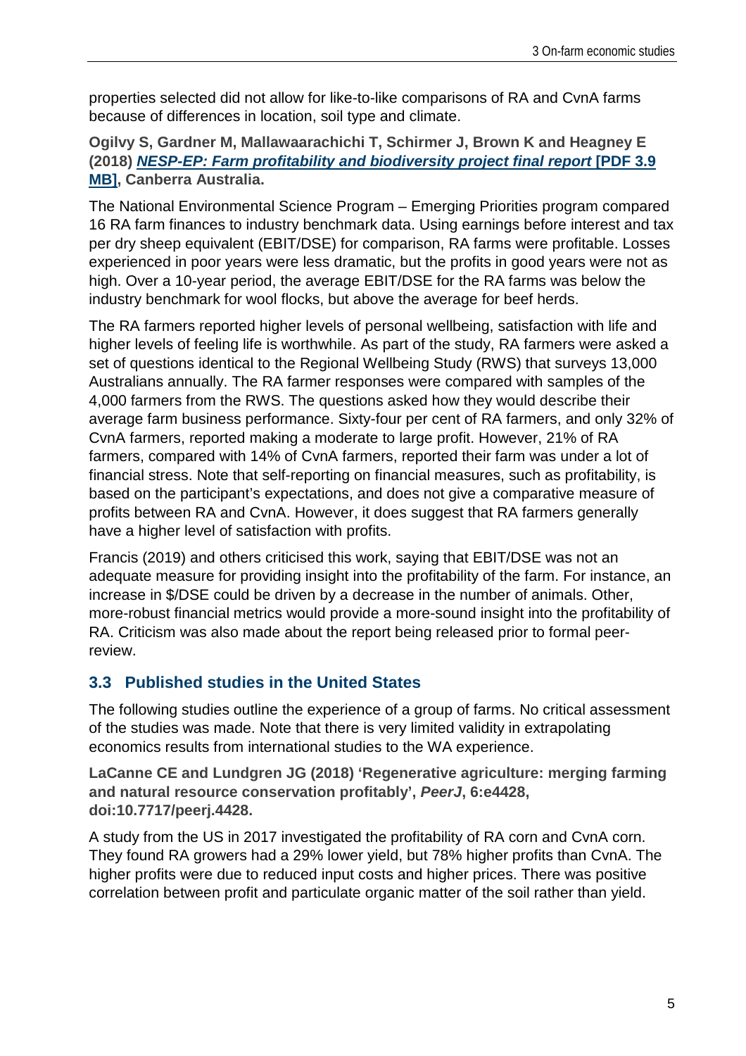properties selected did not allow for like-to-like comparisons of RA and CvnA farms because of differences in location, soil type and climate.

**Ogilvy S, Gardner M, Mallawaarachichi T, Schirmer J, Brown K and Heagney E (2018) [*NESP-EP: Farm profitability and biodiversity project final report* [PDF 3.9 MB]], Canberra Australia.**

The National Environmental Science Program – Emerging Priorities program compared 16 RA farm finances to industry benchmark data. Using earnings before interest and tax per dry sheep equivalent (EBIT/DSE) for comparison, RA farms were profitable. Losses experienced in poor years were less dramatic, but the profits in good years were not as high. Over a 10-year period, the average EBIT/DSE for the RA farms was below the industry benchmark for wool flocks, but above the average for beef herds.

The RA farmers reported higher levels of personal wellbeing, satisfaction with life and higher levels of feeling life is worthwhile. As part of the study, RA farmers were asked a set of questions identical to the Regional Wellbeing Study (RWS) that surveys 13,000 Australians annually. The RA farmer responses were compared with samples of the 4,000 farmers from the RWS. The questions asked how they would describe their average farm business performance. Sixty-four per cent of RA farmers, and only 32% of CvnA farmers, reported making a moderate to large profit. However, 21% of RA farmers, compared with 14% of CvnA farmers, reported their farm was under a lot of financial stress. Note that self-reporting on financial measures, such as profitability, is based on the participant's expectations, and does not give a comparative measure of profits between RA and CvnA. However, it does suggest that RA farmers generally have a higher level of satisfaction with profits.

Francis (2019) and others criticised this work, saying that EBIT/DSE was not an adequate measure for providing insight into the profitability of the farm. For instance, an increase in $/DSE could be driven by a decrease in the number of animals. Other, more-robust financial metrics would provide a more-sound insight into the profitability of RA. Criticism was also made about the report being released prior to formal peer-review.

## 3.3 Published studies in the United States

The following studies outline the experience of a group of farms. No critical assessment of the studies was made. Note that there is very limited validity in extrapolating economics results from international studies to the WA experience.

**LaCanne CE and Lundgren JG (2018) 'Regenerative agriculture: merging farming and natural resource conservation profitably', *PeerJ*, 6:e4428, doi:10.7717/peerj.4428.**

A study from the US in 2017 investigated the profitability of RA corn and CvnA corn. They found RA growers had a 29% lower yield, but 78% higher profits than CvnA. The higher profits were due to reduced input costs and higher prices. There was positive correlation between profit and particulate organic matter of the soil rather than yield.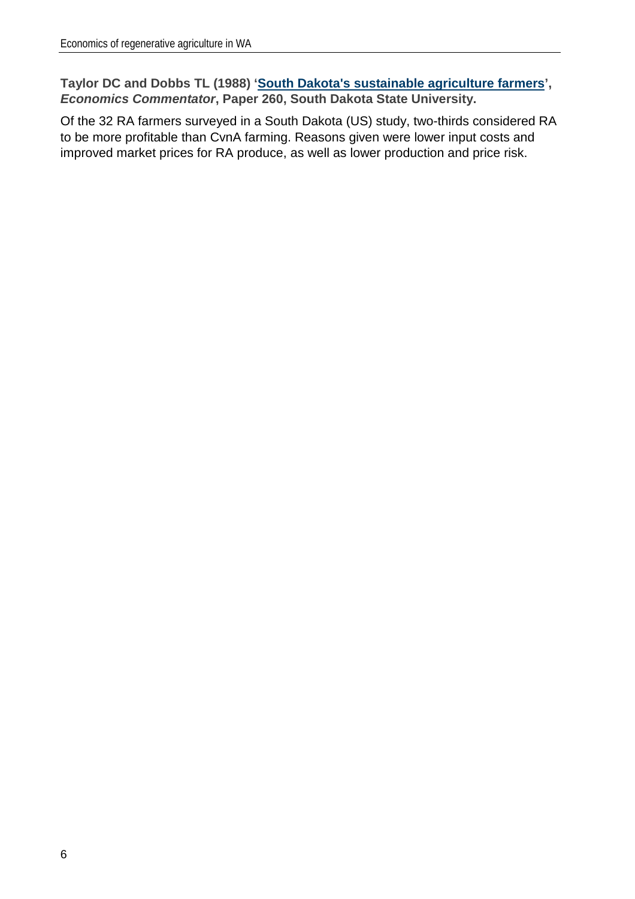**Taylor DC and Dobbs TL (1988) '[South Dakota's sustainable agriculture farmers](#)', *Economics Commentator*, Paper 260, South Dakota State University.**

Of the 32 RA farmers surveyed in a South Dakota (US) study, two-thirds considered RA to be more profitable than CvnA farming. Reasons given were lower input costs and improved market prices for RA produce, as well as lower production and price risk.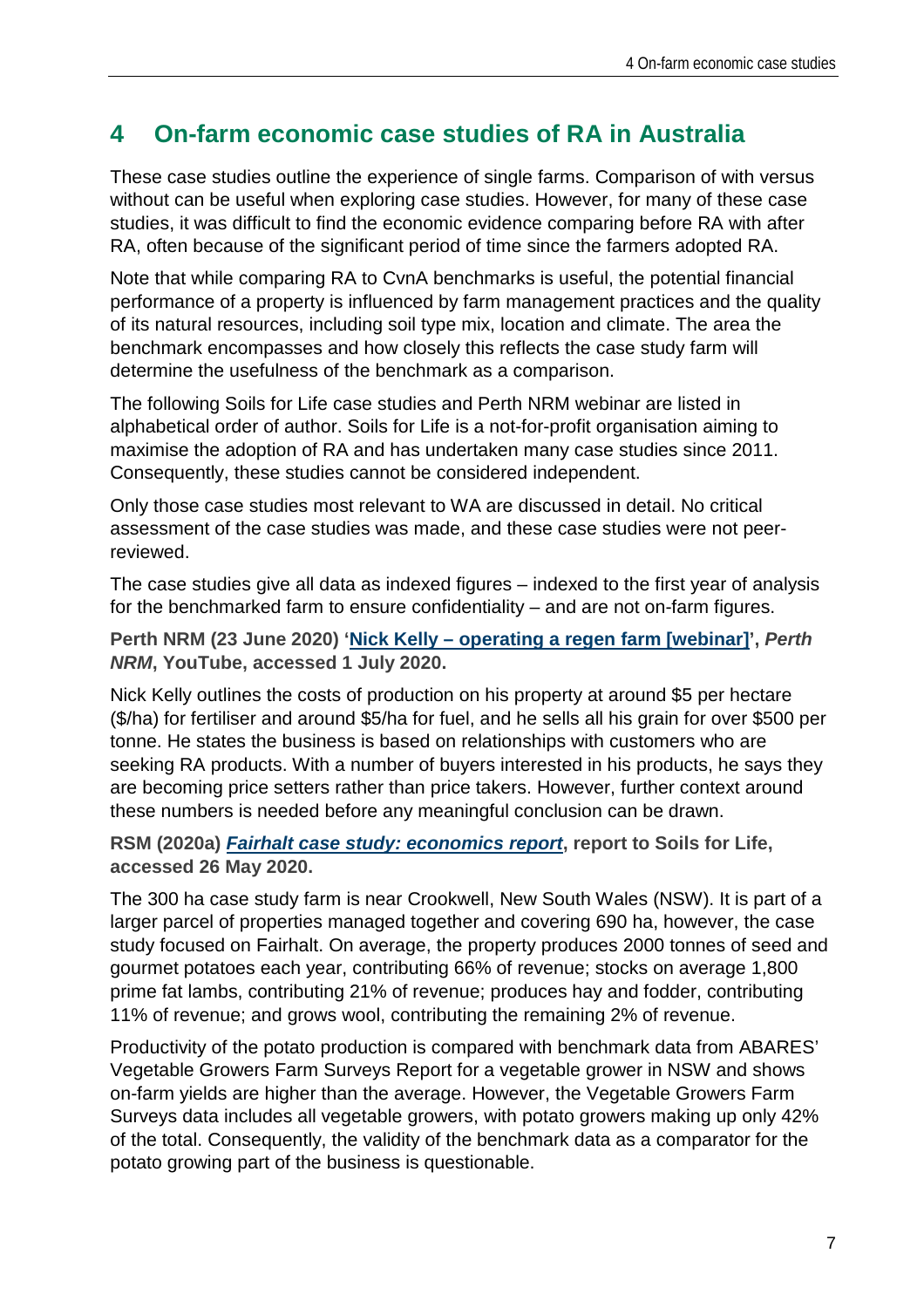# 4 On-farm economic case studies of RA in Australia

These case studies outline the experience of single farms. Comparison of with versus without can be useful when exploring case studies. However, for many of these case studies, it was difficult to find the economic evidence comparing before RA with after RA, often because of the significant period of time since the farmers adopted RA.

Note that while comparing RA to CvnA benchmarks is useful, the potential financial performance of a property is influenced by farm management practices and the quality of its natural resources, including soil type mix, location and climate. The area the benchmark encompasses and how closely this reflects the case study farm will determine the usefulness of the benchmark as a comparison.

The following Soils for Life case studies and Perth NRM webinar are listed in alphabetical order of author. Soils for Life is a not-for-profit organisation aiming to maximise the adoption of RA and has undertaken many case studies since 2011. Consequently, these studies cannot be considered independent.

Only those case studies most relevant to WA are discussed in detail. No critical assessment of the case studies was made, and these case studies were not peer-reviewed.

The case studies give all data as indexed figures – indexed to the first year of analysis for the benchmarked farm to ensure confidentiality – and are not on-farm figures.

**Perth NRM (23 June 2020) '[Nick Kelly – operating a regen farm [webinar]]', *Perth NRM*, YouTube, accessed 1 July 2020.**

Nick Kelly outlines the costs of production on his property at around $5 per hectare ($/ha) for fertiliser and around $5/ha for fuel, and he sells all his grain for over $500 per tonne. He states the business is based on relationships with customers who are seeking RA products. With a number of buyers interested in his products, he says they are becoming price setters rather than price takers. However, further context around these numbers is needed before any meaningful conclusion can be drawn.

**RSM (2020a) *Fairhalt case study: economics report*, report to Soils for Life, accessed 26 May 2020.**

The 300 ha case study farm is near Crookwell, New South Wales (NSW). It is part of a larger parcel of properties managed together and covering 690 ha, however, the case study focused on Fairhalt. On average, the property produces 2000 tonnes of seed and gourmet potatoes each year, contributing 66% of revenue; stocks on average 1,800 prime fat lambs, contributing 21% of revenue; produces hay and fodder, contributing 11% of revenue; and grows wool, contributing the remaining 2% of revenue.

Productivity of the potato production is compared with benchmark data from ABARES' Vegetable Growers Farm Surveys Report for a vegetable grower in NSW and shows on-farm yields are higher than the average. However, the Vegetable Growers Farm Surveys data includes all vegetable growers, with potato growers making up only 42% of the total. Consequently, the validity of the benchmark data as a comparator for the potato growing part of the business is questionable.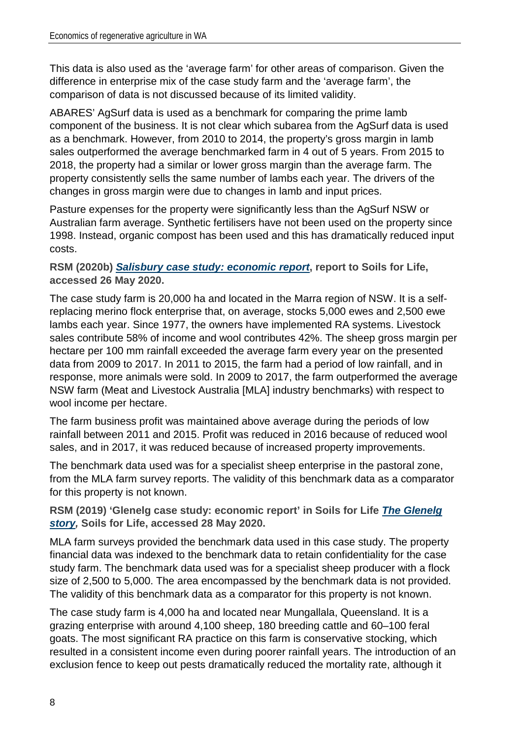This data is also used as the 'average farm' for other areas of comparison. Given the difference in enterprise mix of the case study farm and the 'average farm', the comparison of data is not discussed because of its limited validity.

ABARES' AgSurf data is used as a benchmark for comparing the prime lamb component of the business. It is not clear which subarea from the AgSurf data is used as a benchmark. However, from 2010 to 2014, the property's gross margin in lamb sales outperformed the average benchmarked farm in 4 out of 5 years. From 2015 to 2018, the property had a similar or lower gross margin than the average farm. The property consistently sells the same number of lambs each year. The drivers of the changes in gross margin were due to changes in lamb and input prices.

Pasture expenses for the property were significantly less than the AgSurf NSW or Australian farm average. Synthetic fertilisers have not been used on the property since 1998. Instead, organic compost has been used and this has dramatically reduced input costs.

**RSM (2020b) *Salisbury case study: economic report*, report to Soils for Life, accessed 26 May 2020.**

The case study farm is 20,000 ha and located in the Marra region of NSW. It is a self-replacing merino flock enterprise that, on average, stocks 5,000 ewes and 2,500 ewe lambs each year. Since 1977, the owners have implemented RA systems. Livestock sales contribute 58% of income and wool contributes 42%. The sheep gross margin per hectare per 100 mm rainfall exceeded the average farm every year on the presented data from 2009 to 2017. In 2011 to 2015, the farm had a period of low rainfall, and in response, more animals were sold. In 2009 to 2017, the farm outperformed the average NSW farm (Meat and Livestock Australia [MLA] industry benchmarks) with respect to wool income per hectare.

The farm business profit was maintained above average during the periods of low rainfall between 2011 and 2015. Profit was reduced in 2016 because of reduced wool sales, and in 2017, it was reduced because of increased property improvements.

The benchmark data used was for a specialist sheep enterprise in the pastoral zone, from the MLA farm survey reports. The validity of this benchmark data as a comparator for this property is not known.

**RSM (2019) 'Glenelg case study: economic report' in Soils for Life *The Glenelg story*, Soils for Life, accessed 28 May 2020.**

MLA farm surveys provided the benchmark data used in this case study. The property financial data was indexed to the benchmark data to retain confidentiality for the case study farm. The benchmark data used was for a specialist sheep producer with a flock size of 2,500 to 5,000. The area encompassed by the benchmark data is not provided. The validity of this benchmark data as a comparator for this property is not known.

The case study farm is 4,000 ha and located near Mungallala, Queensland. It is a grazing enterprise with around 4,100 sheep, 180 breeding cattle and 60–100 feral goats. The most significant RA practice on this farm is conservative stocking, which resulted in a consistent income even during poorer rainfall years. The introduction of an exclusion fence to keep out pests dramatically reduced the mortality rate, although it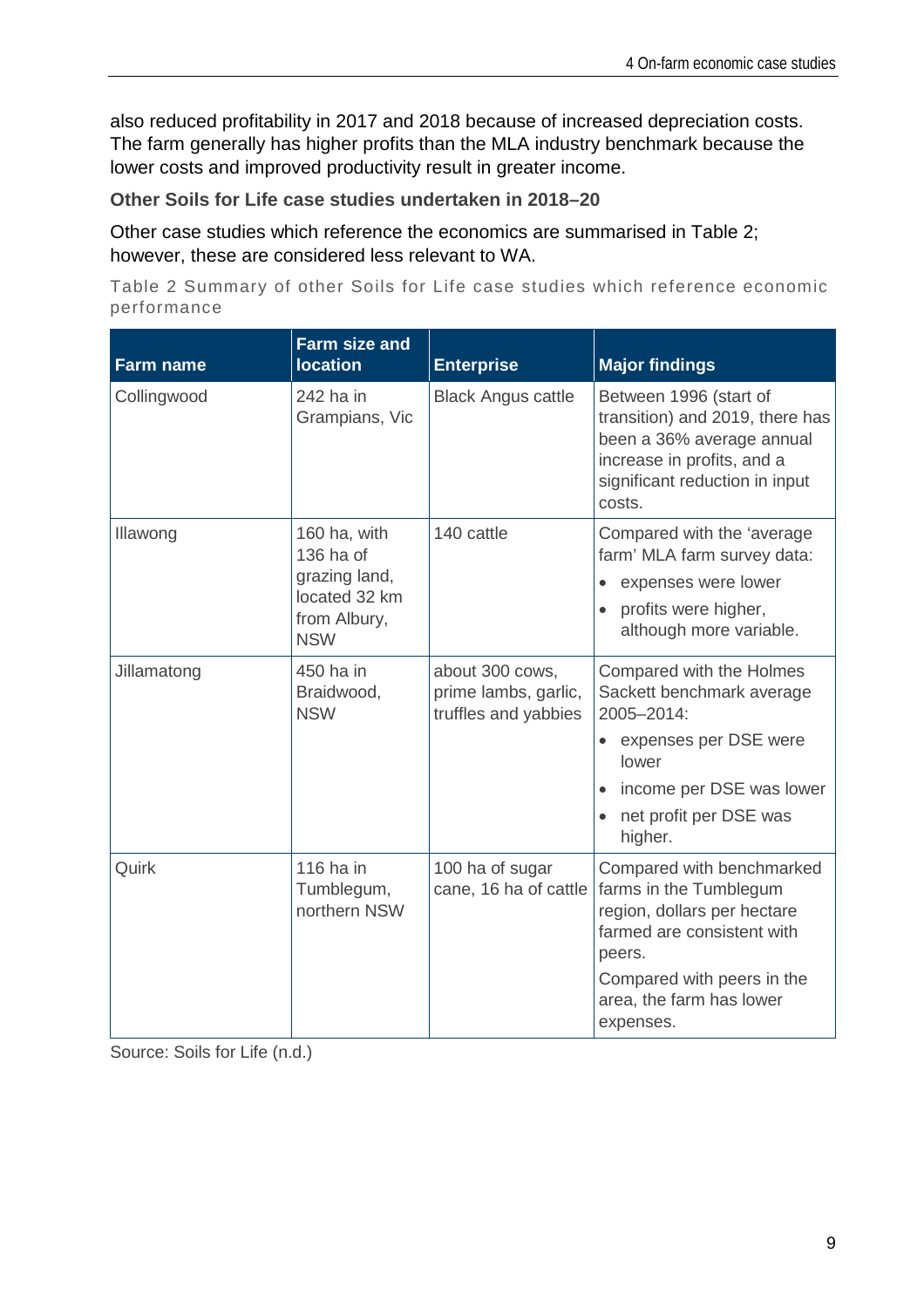also reduced profitability in 2017 and 2018 because of increased depreciation costs. The farm generally has higher profits than the MLA industry benchmark because the lower costs and improved productivity result in greater income.

### Other Soils for Life case studies undertaken in 2018–20

Other case studies which reference the economics are summarised in Table 2; however, these are considered less relevant to WA.

Table 2 Summary of other Soils for Life case studies which reference economic performance

| Farm name | Farm size and location | Enterprise | Major findings |
|---|---|---|---|
| Collingwood | 242 ha in Grampians, Vic | Black Angus cattle | Between 1996 (start of transition) and 2019, there has been a 36% average annual increase in profits, and a significant reduction in input costs. |
| Illawong | 160 ha, with 136 ha of grazing land, located 32 km from Albury, NSW | 140 cattle | Compared with the 'average farm' MLA farm survey data:<br>• expenses were lower<br>• profits were higher, although more variable. |
| Jillamatong | 450 ha in Braidwood, NSW | about 300 cows, prime lambs, garlic, truffles and yabbies | Compared with the Holmes Sackett benchmark average 2005–2014:<br>• expenses per DSE were lower<br>• income per DSE was lower<br>• net profit per DSE was higher. |
| Quirk | 116 ha in Tumblegum, northern NSW | 100 ha of sugar cane, 16 ha of cattle | Compared with benchmarked farms in the Tumblegum region, dollars per hectare farmed are consistent with peers.<br>Compared with peers in the area, the farm has lower expenses. |

Source: Soils for Life (n.d.)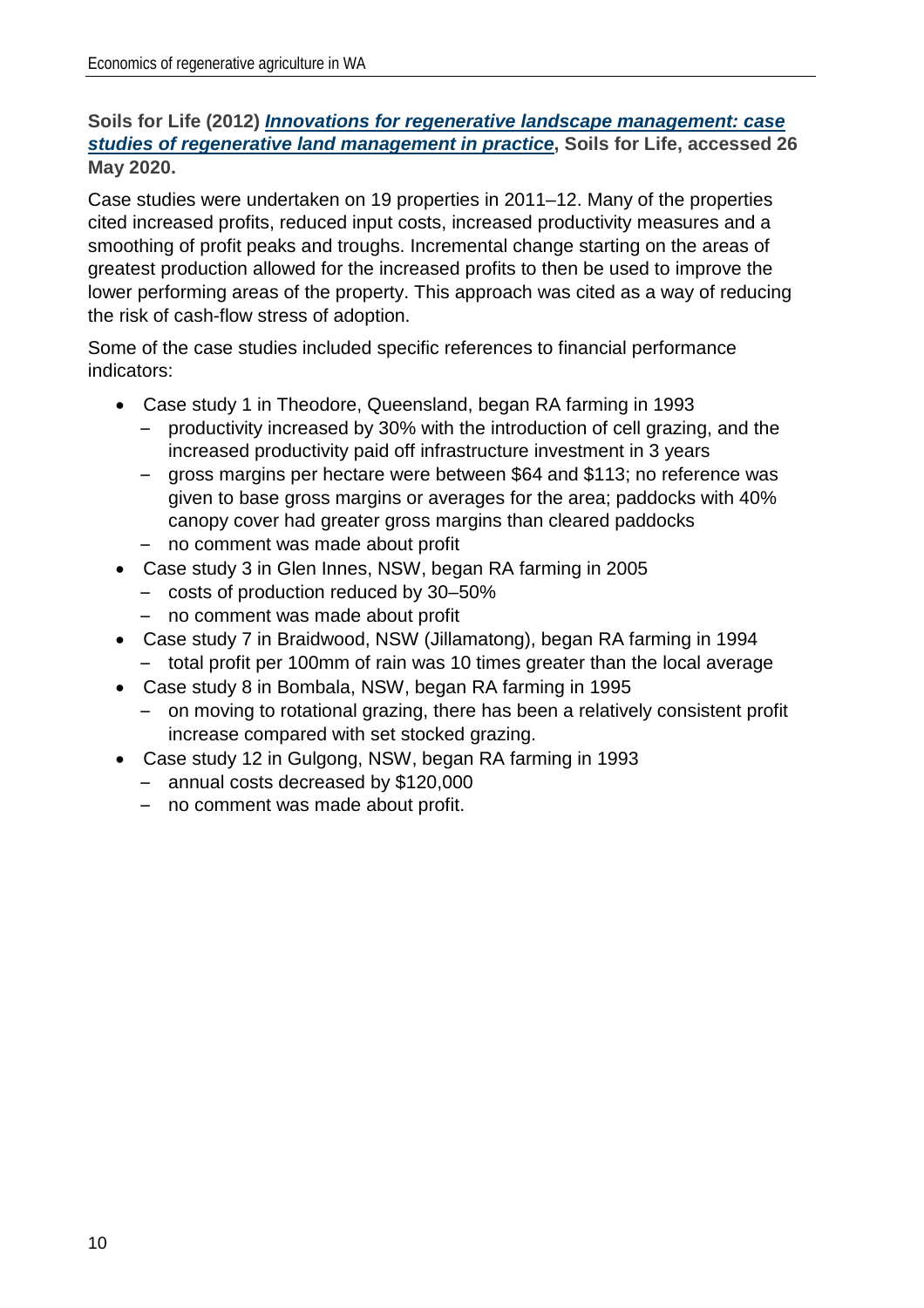**Soils for Life (2012) *Innovations for regenerative landscape management: case studies of regenerative land management in practice*, Soils for Life, accessed 26 May 2020.**

Case studies were undertaken on 19 properties in 2011–12. Many of the properties cited increased profits, reduced input costs, increased productivity measures and a smoothing of profit peaks and troughs. Incremental change starting on the areas of greatest production allowed for the increased profits to then be used to improve the lower performing areas of the property. This approach was cited as a way of reducing the risk of cash-flow stress of adoption.

Some of the case studies included specific references to financial performance indicators:

- Case study 1 in Theodore, Queensland, began RA farming in 1993
  - productivity increased by 30% with the introduction of cell grazing, and the increased productivity paid off infrastructure investment in 3 years
  - gross margins per hectare were between $64 and $113; no reference was given to base gross margins or averages for the area; paddocks with 40% canopy cover had greater gross margins than cleared paddocks
  - no comment was made about profit
- Case study 3 in Glen Innes, NSW, began RA farming in 2005
  - costs of production reduced by 30–50%
  - no comment was made about profit
- Case study 7 in Braidwood, NSW (Jillamatong), began RA farming in 1994
  - total profit per 100mm of rain was 10 times greater than the local average
- Case study 8 in Bombala, NSW, began RA farming in 1995
  - on moving to rotational grazing, there has been a relatively consistent profit increase compared with set stocked grazing.
- Case study 12 in Gulgong, NSW, began RA farming in 1993
  - annual costs decreased by $120,000
  - no comment was made about profit.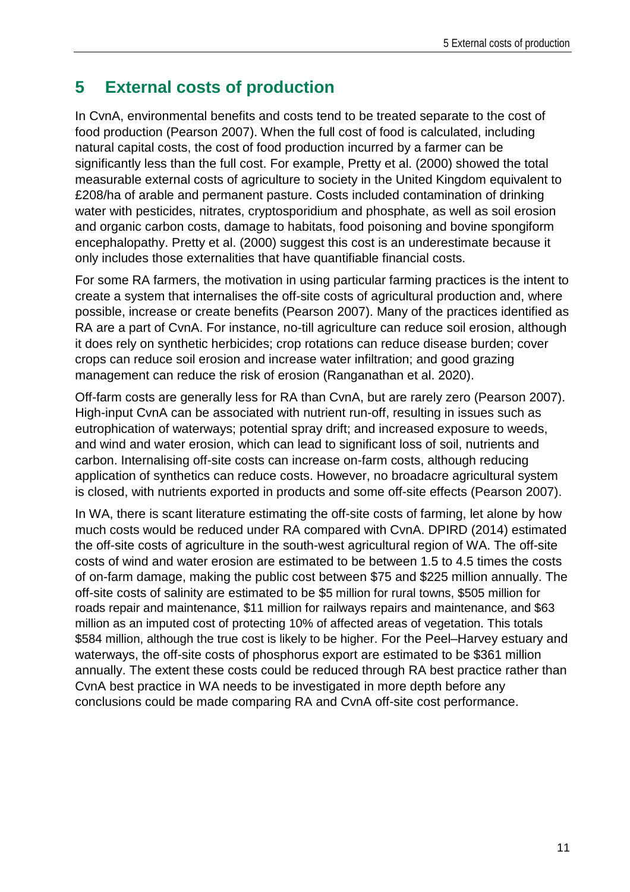# 5 External costs of production

In CvnA, environmental benefits and costs tend to be treated separate to the cost of food production (Pearson 2007). When the full cost of food is calculated, including natural capital costs, the cost of food production incurred by a farmer can be significantly less than the full cost. For example, Pretty et al. (2000) showed the total measurable external costs of agriculture to society in the United Kingdom equivalent to £208/ha of arable and permanent pasture. Costs included contamination of drinking water with pesticides, nitrates, cryptosporidium and phosphate, as well as soil erosion and organic carbon costs, damage to habitats, food poisoning and bovine spongiform encephalopathy. Pretty et al. (2000) suggest this cost is an underestimate because it only includes those externalities that have quantifiable financial costs.

For some RA farmers, the motivation in using particular farming practices is the intent to create a system that internalises the off-site costs of agricultural production and, where possible, increase or create benefits (Pearson 2007). Many of the practices identified as RA are a part of CvnA. For instance, no-till agriculture can reduce soil erosion, although it does rely on synthetic herbicides; crop rotations can reduce disease burden; cover crops can reduce soil erosion and increase water infiltration; and good grazing management can reduce the risk of erosion (Ranganathan et al. 2020).

Off-farm costs are generally less for RA than CvnA, but are rarely zero (Pearson 2007). High-input CvnA can be associated with nutrient run-off, resulting in issues such as eutrophication of waterways; potential spray drift; and increased exposure to weeds, and wind and water erosion, which can lead to significant loss of soil, nutrients and carbon. Internalising off-site costs can increase on-farm costs, although reducing application of synthetics can reduce costs. However, no broadacre agricultural system is closed, with nutrients exported in products and some off-site effects (Pearson 2007).

In WA, there is scant literature estimating the off-site costs of farming, let alone by how much costs would be reduced under RA compared with CvnA. DPIRD (2014) estimated the off-site costs of agriculture in the south-west agricultural region of WA. The off-site costs of wind and water erosion are estimated to be between 1.5 to 4.5 times the costs of on-farm damage, making the public cost between $75 and $225 million annually. The off-site costs of salinity are estimated to be $5 million for rural towns, $505 million for roads repair and maintenance, $11 million for railways repairs and maintenance, and $63 million as an imputed cost of protecting 10% of affected areas of vegetation. This totals $584 million, although the true cost is likely to be higher. For the Peel–Harvey estuary and waterways, the off-site costs of phosphorus export are estimated to be $361 million annually. The extent these costs could be reduced through RA best practice rather than CvnA best practice in WA needs to be investigated in more depth before any conclusions could be made comparing RA and CvnA off-site cost performance.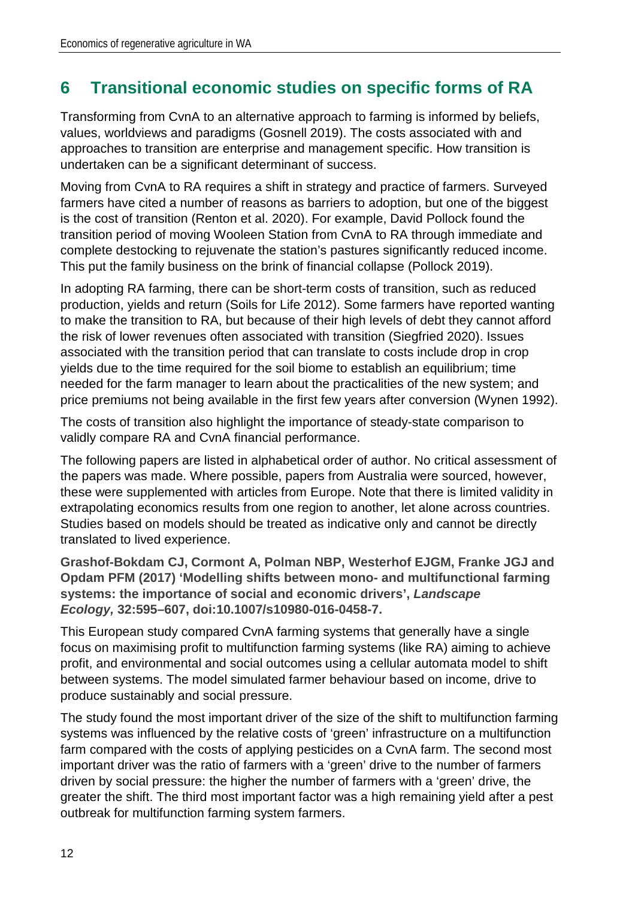# 6 Transitional economic studies on specific forms of RA

Transforming from CvnA to an alternative approach to farming is informed by beliefs, values, worldviews and paradigms (Gosnell 2019). The costs associated with and approaches to transition are enterprise and management specific. How transition is undertaken can be a significant determinant of success.

Moving from CvnA to RA requires a shift in strategy and practice of farmers. Surveyed farmers have cited a number of reasons as barriers to adoption, but one of the biggest is the cost of transition (Renton et al. 2020). For example, David Pollock found the transition period of moving Wooleen Station from CvnA to RA through immediate and complete destocking to rejuvenate the station's pastures significantly reduced income. This put the family business on the brink of financial collapse (Pollock 2019).

In adopting RA farming, there can be short-term costs of transition, such as reduced production, yields and return (Soils for Life 2012). Some farmers have reported wanting to make the transition to RA, but because of their high levels of debt they cannot afford the risk of lower revenues often associated with transition (Siegfried 2020). Issues associated with the transition period that can translate to costs include drop in crop yields due to the time required for the soil biome to establish an equilibrium; time needed for the farm manager to learn about the practicalities of the new system; and price premiums not being available in the first few years after conversion (Wynen 1992).

The costs of transition also highlight the importance of steady-state comparison to validly compare RA and CvnA financial performance.

The following papers are listed in alphabetical order of author. No critical assessment of the papers was made. Where possible, papers from Australia were sourced, however, these were supplemented with articles from Europe. Note that there is limited validity in extrapolating economics results from one region to another, let alone across countries. Studies based on models should be treated as indicative only and cannot be directly translated to lived experience.

**Grashof-Bokdam CJ, Cormont A, Polman NBP, Westerhof EJGM, Franke JGJ and Opdam PFM (2017) 'Modelling shifts between mono- and multifunctional farming systems: the importance of social and economic drivers', *Landscape Ecology,* 32:595–607, doi:10.1007/s10980-016-0458-7.**

This European study compared CvnA farming systems that generally have a single focus on maximising profit to multifunction farming systems (like RA) aiming to achieve profit, and environmental and social outcomes using a cellular automata model to shift between systems. The model simulated farmer behaviour based on income, drive to produce sustainably and social pressure.

The study found the most important driver of the size of the shift to multifunction farming systems was influenced by the relative costs of 'green' infrastructure on a multifunction farm compared with the costs of applying pesticides on a CvnA farm. The second most important driver was the ratio of farmers with a 'green' drive to the number of farmers driven by social pressure: the higher the number of farmers with a 'green' drive, the greater the shift. The third most important factor was a high remaining yield after a pest outbreak for multifunction farming system farmers.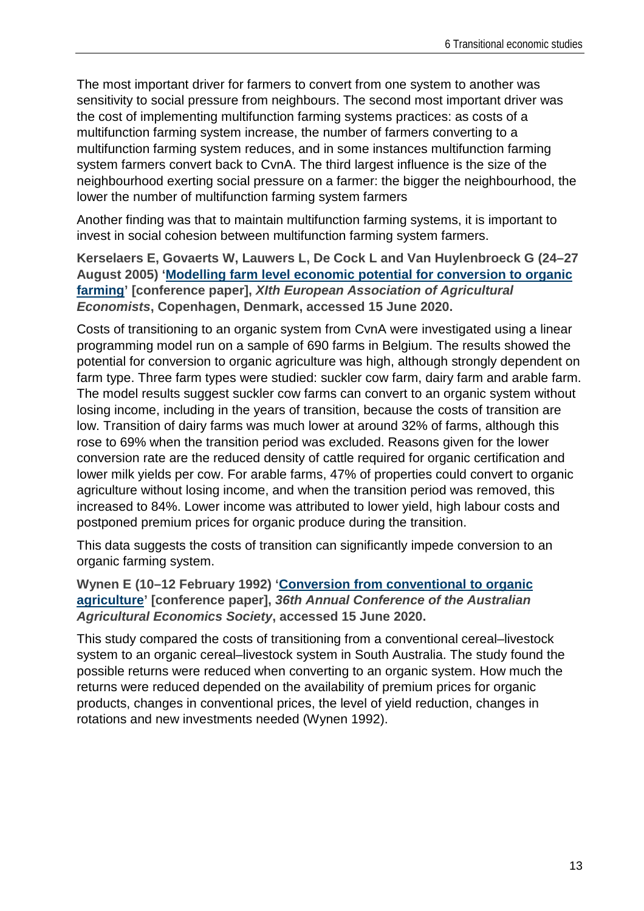The most important driver for farmers to convert from one system to another was sensitivity to social pressure from neighbours. The second most important driver was the cost of implementing multifunction farming systems practices: as costs of a multifunction farming system increase, the number of farmers converting to a multifunction farming system reduces, and in some instances multifunction farming system farmers convert back to CvnA. The third largest influence is the size of the neighbourhood exerting social pressure on a farmer: the bigger the neighbourhood, the lower the number of multifunction farming system farmers

Another finding was that to maintain multifunction farming systems, it is important to invest in social cohesion between multifunction farming system farmers.

**Kerselaers E, Govaerts W, Lauwers L, De Cock L and Van Huylenbroeck G (24–27 August 2005) '[Modelling farm level economic potential for conversion to organic farming]' [conference paper],** ***XIth European Association of Agricultural Economists*****, Copenhagen, Denmark, accessed 15 June 2020.**

Costs of transitioning to an organic system from CvnA were investigated using a linear programming model run on a sample of 690 farms in Belgium. The results showed the potential for conversion to organic agriculture was high, although strongly dependent on farm type. Three farm types were studied: suckler cow farm, dairy farm and arable farm. The model results suggest suckler cow farms can convert to an organic system without losing income, including in the years of transition, because the costs of transition are low. Transition of dairy farms was much lower at around 32% of farms, although this rose to 69% when the transition period was excluded. Reasons given for the lower conversion rate are the reduced density of cattle required for organic certification and lower milk yields per cow. For arable farms, 47% of properties could convert to organic agriculture without losing income, and when the transition period was removed, this increased to 84%. Lower income was attributed to lower yield, high labour costs and postponed premium prices for organic produce during the transition.

This data suggests the costs of transition can significantly impede conversion to an organic farming system.

**Wynen E (10–12 February 1992) '[Conversion from conventional to organic agriculture]' [conference paper],** ***36th Annual Conference of the Australian Agricultural Economics Society*****, accessed 15 June 2020.**

This study compared the costs of transitioning from a conventional cereal–livestock system to an organic cereal–livestock system in South Australia. The study found the possible returns were reduced when converting to an organic system. How much the returns were reduced depended on the availability of premium prices for organic products, changes in conventional prices, the level of yield reduction, changes in rotations and new investments needed (Wynen 1992).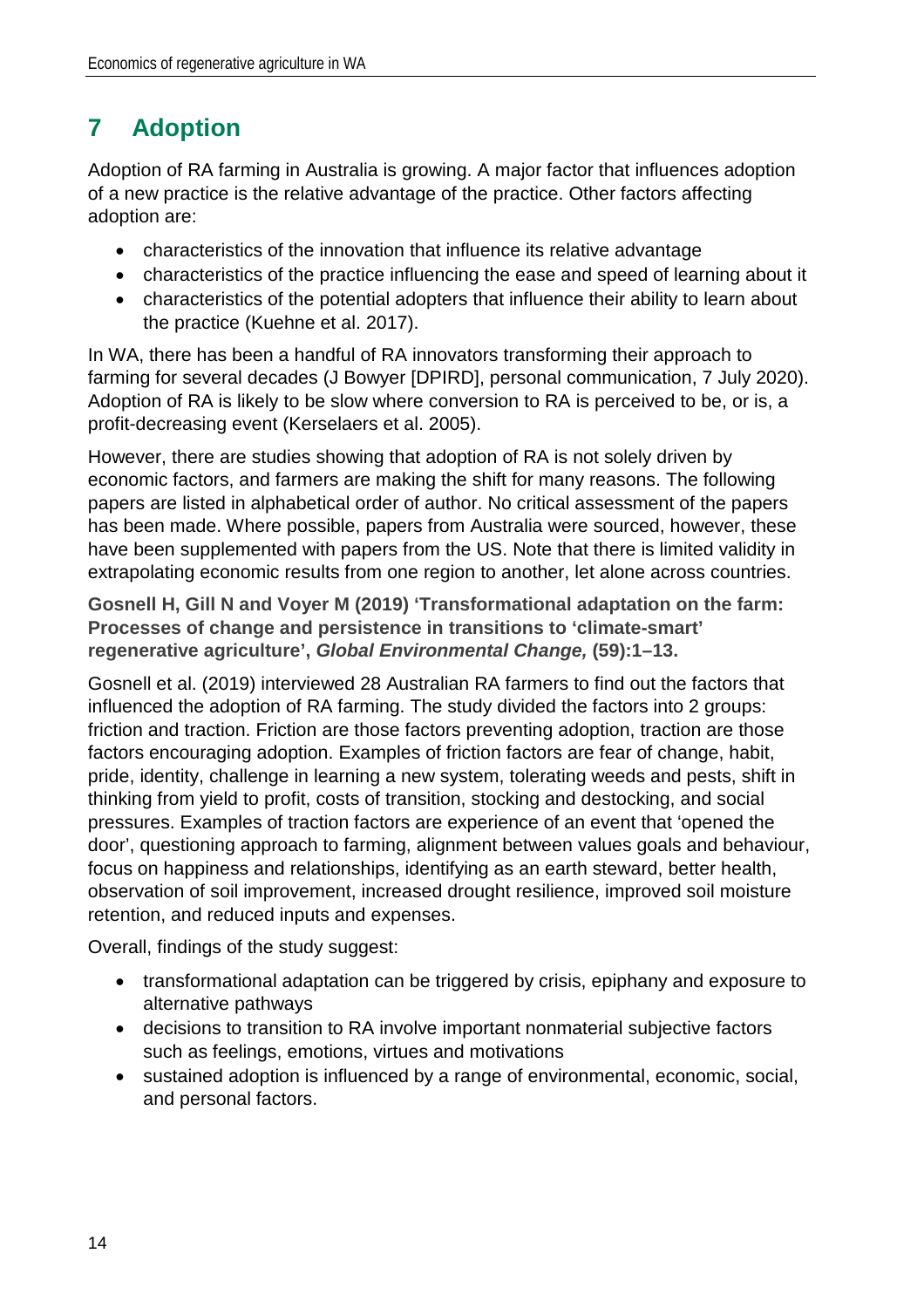# 7 Adoption

Adoption of RA farming in Australia is growing. A major factor that influences adoption of a new practice is the relative advantage of the practice. Other factors affecting adoption are:

- characteristics of the innovation that influence its relative advantage
- characteristics of the practice influencing the ease and speed of learning about it
- characteristics of the potential adopters that influence their ability to learn about the practice (Kuehne et al. 2017).

In WA, there has been a handful of RA innovators transforming their approach to farming for several decades (J Bowyer [DPIRD], personal communication, 7 July 2020). Adoption of RA is likely to be slow where conversion to RA is perceived to be, or is, a profit-decreasing event (Kerselaers et al. 2005).

However, there are studies showing that adoption of RA is not solely driven by economic factors, and farmers are making the shift for many reasons. The following papers are listed in alphabetical order of author. No critical assessment of the papers has been made. Where possible, papers from Australia were sourced, however, these have been supplemented with papers from the US. Note that there is limited validity in extrapolating economic results from one region to another, let alone across countries.

**Gosnell H, Gill N and Voyer M (2019) 'Transformational adaptation on the farm: Processes of change and persistence in transitions to 'climate-smart' regenerative agriculture', *Global Environmental Change,* (59):1–13.**

Gosnell et al. (2019) interviewed 28 Australian RA farmers to find out the factors that influenced the adoption of RA farming. The study divided the factors into 2 groups: friction and traction. Friction are those factors preventing adoption, traction are those factors encouraging adoption. Examples of friction factors are fear of change, habit, pride, identity, challenge in learning a new system, tolerating weeds and pests, shift in thinking from yield to profit, costs of transition, stocking and destocking, and social pressures. Examples of traction factors are experience of an event that 'opened the door', questioning approach to farming, alignment between values goals and behaviour, focus on happiness and relationships, identifying as an earth steward, better health, observation of soil improvement, increased drought resilience, improved soil moisture retention, and reduced inputs and expenses.

Overall, findings of the study suggest:

- transformational adaptation can be triggered by crisis, epiphany and exposure to alternative pathways
- decisions to transition to RA involve important nonmaterial subjective factors such as feelings, emotions, virtues and motivations
- sustained adoption is influenced by a range of environmental, economic, social, and personal factors.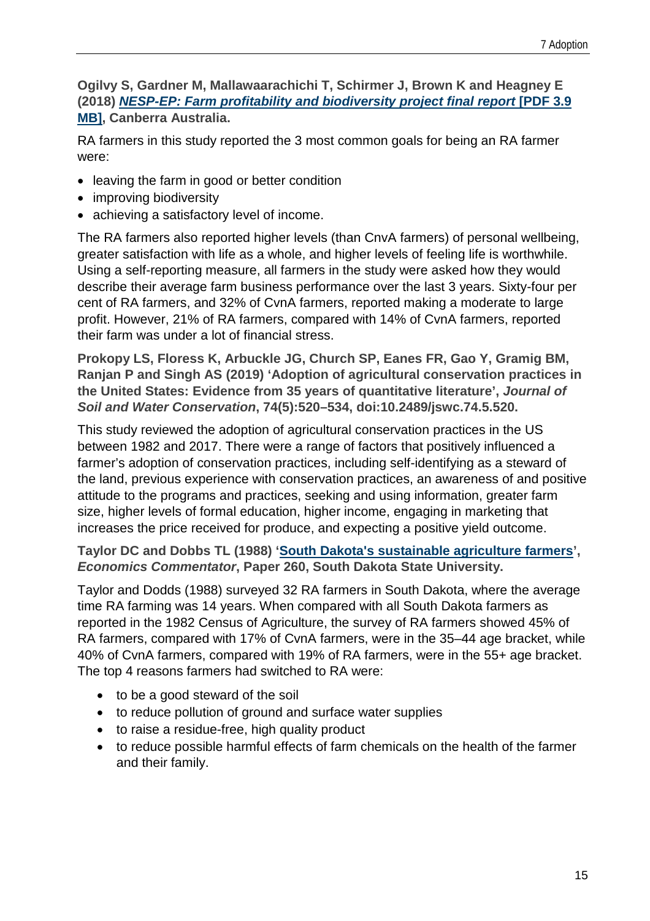**Ogilvy S, Gardner M, Mallawaarachichi T, Schirmer J, Brown K and Heagney E (2018) *NESP-EP: Farm profitability and biodiversity project final report* [PDF 3.9 MB], Canberra Australia.**

RA farmers in this study reported the 3 most common goals for being an RA farmer were:

- leaving the farm in good or better condition
- improving biodiversity
- achieving a satisfactory level of income.

The RA farmers also reported higher levels (than CnvA farmers) of personal wellbeing, greater satisfaction with life as a whole, and higher levels of feeling life is worthwhile. Using a self-reporting measure, all farmers in the study were asked how they would describe their average farm business performance over the last 3 years. Sixty-four per cent of RA farmers, and 32% of CvnA farmers, reported making a moderate to large profit. However, 21% of RA farmers, compared with 14% of CvnA farmers, reported their farm was under a lot of financial stress.

**Prokopy LS, Floress K, Arbuckle JG, Church SP, Eanes FR, Gao Y, Gramig BM, Ranjan P and Singh AS (2019) 'Adoption of agricultural conservation practices in the United States: Evidence from 35 years of quantitative literature', *Journal of Soil and Water Conservation*, 74(5):520–534, doi:10.2489/jswc.74.5.520.**

This study reviewed the adoption of agricultural conservation practices in the US between 1982 and 2017. There were a range of factors that positively influenced a farmer's adoption of conservation practices, including self-identifying as a steward of the land, previous experience with conservation practices, an awareness of and positive attitude to the programs and practices, seeking and using information, greater farm size, higher levels of formal education, higher income, engaging in marketing that increases the price received for produce, and expecting a positive yield outcome.

**Taylor DC and Dobbs TL (1988) 'South Dakota's sustainable agriculture farmers', *Economics Commentator*, Paper 260, South Dakota State University.**

Taylor and Dodds (1988) surveyed 32 RA farmers in South Dakota, where the average time RA farming was 14 years. When compared with all South Dakota farmers as reported in the 1982 Census of Agriculture, the survey of RA farmers showed 45% of RA farmers, compared with 17% of CvnA farmers, were in the 35–44 age bracket, while 40% of CvnA farmers, compared with 19% of RA farmers, were in the 55+ age bracket. The top 4 reasons farmers had switched to RA were:

- to be a good steward of the soil
- to reduce pollution of ground and surface water supplies
- to raise a residue-free, high quality product
- to reduce possible harmful effects of farm chemicals on the health of the farmer and their family.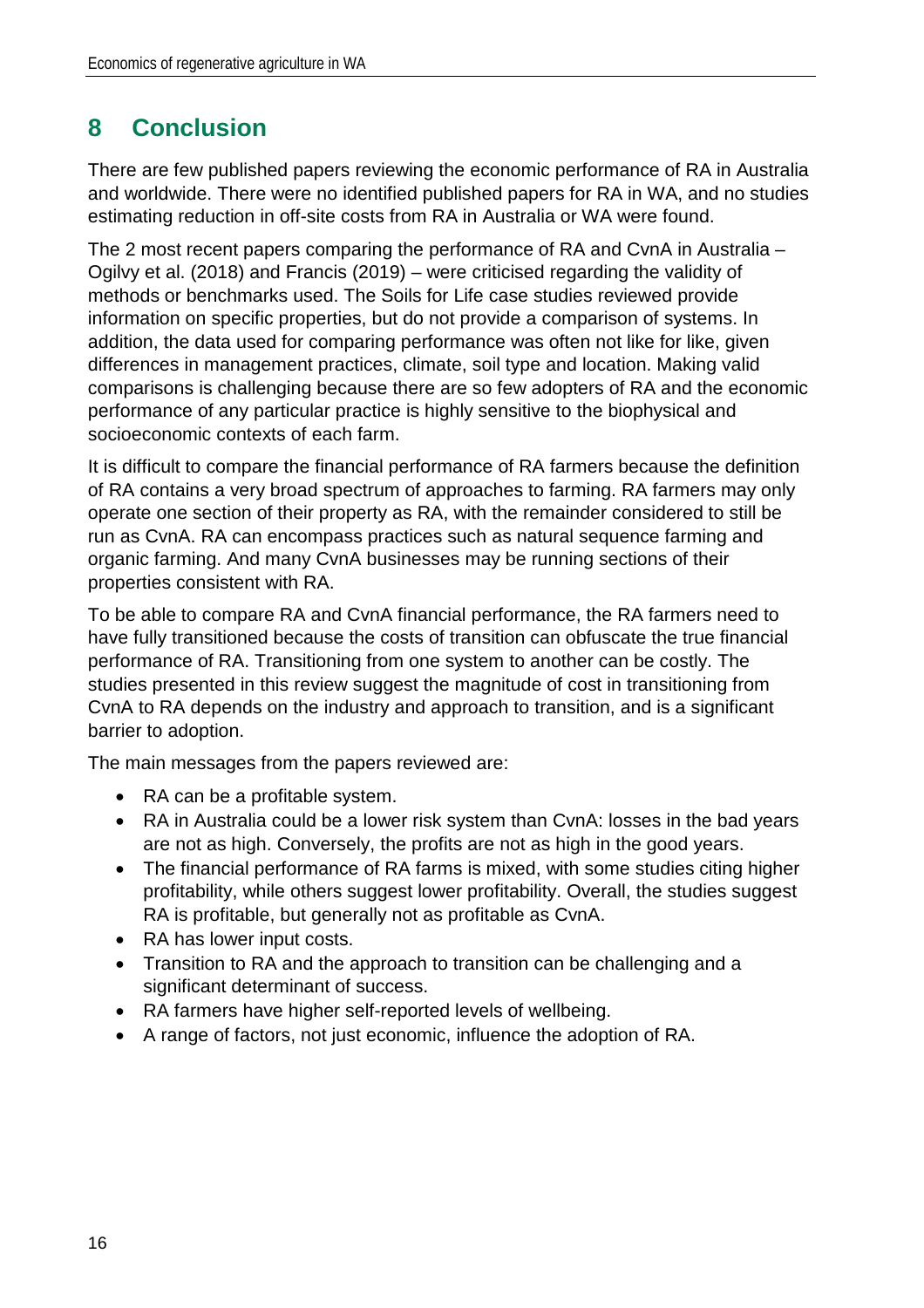# 8 Conclusion

There are few published papers reviewing the economic performance of RA in Australia and worldwide. There were no identified published papers for RA in WA, and no studies estimating reduction in off-site costs from RA in Australia or WA were found.

The 2 most recent papers comparing the performance of RA and CvnA in Australia – Ogilvy et al. (2018) and Francis (2019) – were criticised regarding the validity of methods or benchmarks used. The Soils for Life case studies reviewed provide information on specific properties, but do not provide a comparison of systems. In addition, the data used for comparing performance was often not like for like, given differences in management practices, climate, soil type and location. Making valid comparisons is challenging because there are so few adopters of RA and the economic performance of any particular practice is highly sensitive to the biophysical and socioeconomic contexts of each farm.

It is difficult to compare the financial performance of RA farmers because the definition of RA contains a very broad spectrum of approaches to farming. RA farmers may only operate one section of their property as RA, with the remainder considered to still be run as CvnA. RA can encompass practices such as natural sequence farming and organic farming. And many CvnA businesses may be running sections of their properties consistent with RA.

To be able to compare RA and CvnA financial performance, the RA farmers need to have fully transitioned because the costs of transition can obfuscate the true financial performance of RA. Transitioning from one system to another can be costly. The studies presented in this review suggest the magnitude of cost in transitioning from CvnA to RA depends on the industry and approach to transition, and is a significant barrier to adoption.

The main messages from the papers reviewed are:

- RA can be a profitable system.
- RA in Australia could be a lower risk system than CvnA: losses in the bad years are not as high. Conversely, the profits are not as high in the good years.
- The financial performance of RA farms is mixed, with some studies citing higher profitability, while others suggest lower profitability. Overall, the studies suggest RA is profitable, but generally not as profitable as CvnA.
- RA has lower input costs.
- Transition to RA and the approach to transition can be challenging and a significant determinant of success.
- RA farmers have higher self-reported levels of wellbeing.
- A range of factors, not just economic, influence the adoption of RA.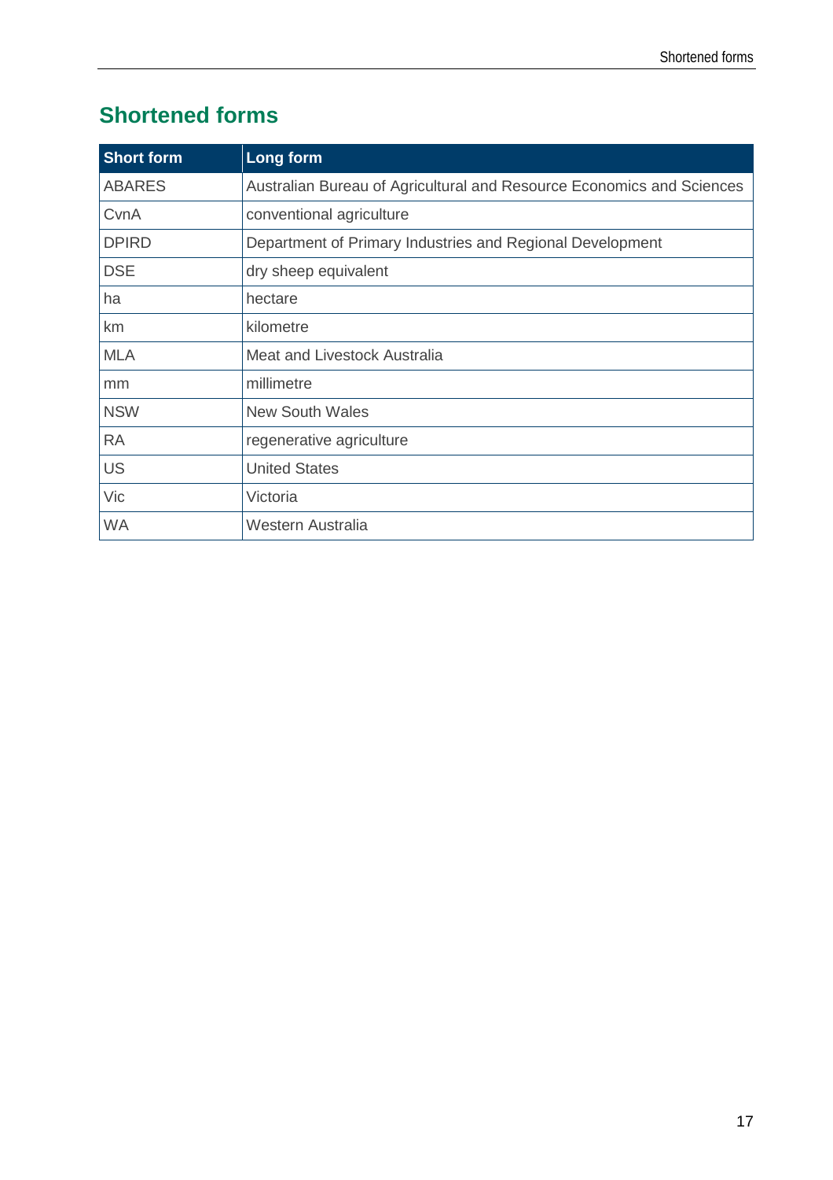## Shortened forms

| Short form | Long form |
| --- | --- |
| ABARES | Australian Bureau of Agricultural and Resource Economics and Sciences |
| CvnA | conventional agriculture |
| DPIRD | Department of Primary Industries and Regional Development |
| DSE | dry sheep equivalent |
| ha | hectare |
| km | kilometre |
| MLA | Meat and Livestock Australia |
| mm | millimetre |
| NSW | New South Wales |
| RA | regenerative agriculture |
| US | United States |
| Vic | Victoria |
| WA | Western Australia |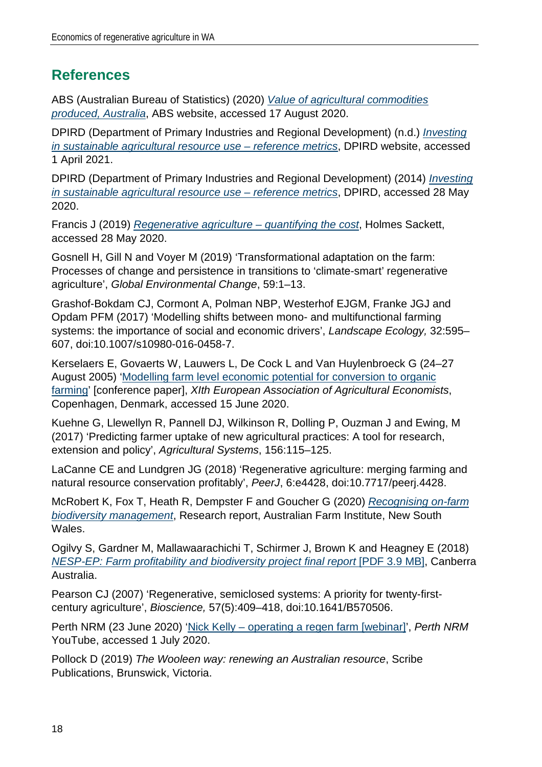## References

ABS (Australian Bureau of Statistics) (2020) *Value of agricultural commodities produced, Australia*, ABS website, accessed 17 August 2020.

DPIRD (Department of Primary Industries and Regional Development) (n.d.) *Investing in sustainable agricultural resource use – reference metrics*, DPIRD website, accessed 1 April 2021.

DPIRD (Department of Primary Industries and Regional Development) (2014) *Investing in sustainable agricultural resource use – reference metrics*, DPIRD, accessed 28 May 2020.

Francis J (2019) *Regenerative agriculture – quantifying the cost*, Holmes Sackett, accessed 28 May 2020.

Gosnell H, Gill N and Voyer M (2019) 'Transformational adaptation on the farm: Processes of change and persistence in transitions to 'climate-smart' regenerative agriculture', *Global Environmental Change*, 59:1–13.

Grashof-Bokdam CJ, Cormont A, Polman NBP, Westerhof EJGM, Franke JGJ and Opdam PFM (2017) 'Modelling shifts between mono- and multifunctional farming systems: the importance of social and economic drivers', *Landscape Ecology,* 32:595–607, doi:10.1007/s10980-016-0458-7.

Kerselaers E, Govaerts W, Lauwers L, De Cock L and Van Huylenbroeck G (24–27 August 2005) 'Modelling farm level economic potential for conversion to organic farming' [conference paper], *XIth European Association of Agricultural Economists*, Copenhagen, Denmark, accessed 15 June 2020.

Kuehne G, Llewellyn R, Pannell DJ, Wilkinson R, Dolling P, Ouzman J and Ewing, M (2017) 'Predicting farmer uptake of new agricultural practices: A tool for research, extension and policy', *Agricultural Systems*, 156:115–125.

LaCanne CE and Lundgren JG (2018) 'Regenerative agriculture: merging farming and natural resource conservation profitably', *PeerJ*, 6:e4428, doi:10.7717/peerj.4428.

McRobert K, Fox T, Heath R, Dempster F and Goucher G (2020) *Recognising on-farm biodiversity management*, Research report, Australian Farm Institute, New South Wales.

Ogilvy S, Gardner M, Mallawaarachichi T, Schirmer J, Brown K and Heagney E (2018) *NESP-EP: Farm profitability and biodiversity project final report* [PDF 3.9 MB], Canberra Australia.

Pearson CJ (2007) 'Regenerative, semiclosed systems: A priority for twenty-first-century agriculture', *Bioscience,* 57(5):409–418, doi:10.1641/B570506.

Perth NRM (23 June 2020) 'Nick Kelly – operating a regen farm [webinar]', *Perth NRM* YouTube, accessed 1 July 2020.

Pollock D (2019) *The Wooleen way: renewing an Australian resource*, Scribe Publications, Brunswick, Victoria.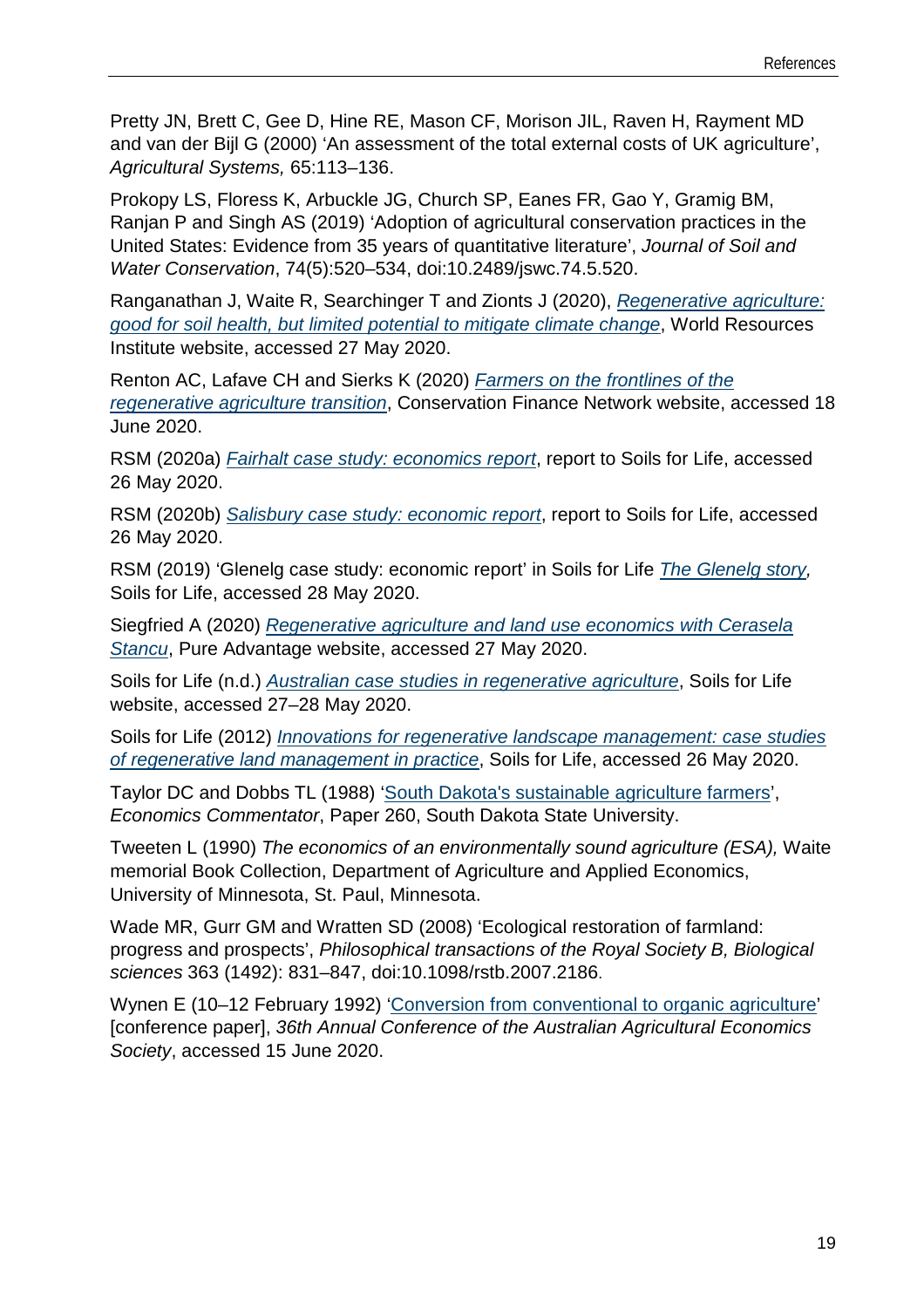Pretty JN, Brett C, Gee D, Hine RE, Mason CF, Morison JIL, Raven H, Rayment MD and van der Bijl G (2000) 'An assessment of the total external costs of UK agriculture', *Agricultural Systems,* 65:113–136.

Prokopy LS, Floress K, Arbuckle JG, Church SP, Eanes FR, Gao Y, Gramig BM, Ranjan P and Singh AS (2019) 'Adoption of agricultural conservation practices in the United States: Evidence from 35 years of quantitative literature', *Journal of Soil and Water Conservation*, 74(5):520–534, doi:10.2489/jswc.74.5.520.

Ranganathan J, Waite R, Searchinger T and Zionts J (2020), *Regenerative agriculture: good for soil health, but limited potential to mitigate climate change*, World Resources Institute website, accessed 27 May 2020.

Renton AC, Lafave CH and Sierks K (2020) *Farmers on the frontlines of the regenerative agriculture transition*, Conservation Finance Network website, accessed 18 June 2020.

RSM (2020a) *Fairhalt case study: economics report*, report to Soils for Life, accessed 26 May 2020.

RSM (2020b) *Salisbury case study: economic report*, report to Soils for Life, accessed 26 May 2020.

RSM (2019) 'Glenelg case study: economic report' in Soils for Life *The Glenelg story,* Soils for Life, accessed 28 May 2020.

Siegfried A (2020) *Regenerative agriculture and land use economics with Cerasela Stancu*, Pure Advantage website, accessed 27 May 2020.

Soils for Life (n.d.) *Australian case studies in regenerative agriculture*, Soils for Life website, accessed 27–28 May 2020.

Soils for Life (2012) *Innovations for regenerative landscape management: case studies of regenerative land management in practice*, Soils for Life, accessed 26 May 2020.

Taylor DC and Dobbs TL (1988) 'South Dakota's sustainable agriculture farmers', *Economics Commentator*, Paper 260, South Dakota State University.

Tweeten L (1990) *The economics of an environmentally sound agriculture (ESA),* Waite memorial Book Collection, Department of Agriculture and Applied Economics, University of Minnesota, St. Paul, Minnesota.

Wade MR, Gurr GM and Wratten SD (2008) 'Ecological restoration of farmland: progress and prospects', *Philosophical transactions of the Royal Society B, Biological sciences* 363 (1492): 831–847, doi:10.1098/rstb.2007.2186.

Wynen E (10–12 February 1992) 'Conversion from conventional to organic agriculture' [conference paper], *36th Annual Conference of the Australian Agricultural Economics Society*, accessed 15 June 2020.